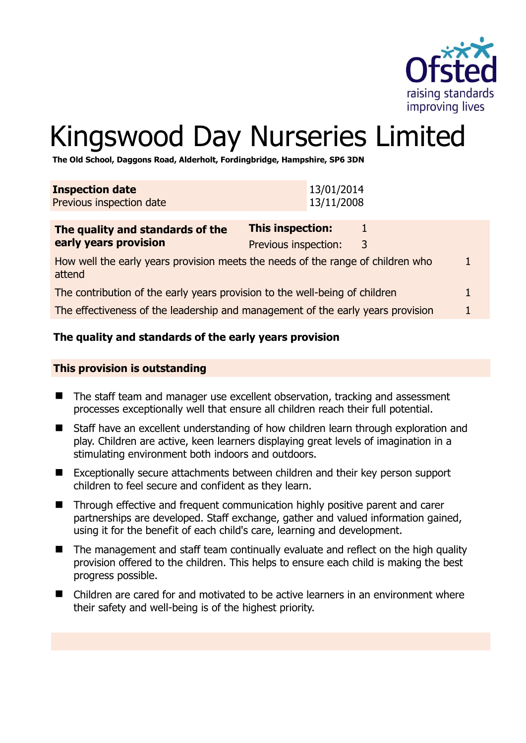Ofsted
raising standards
improving lives

# Kingswood Day Nurseries Limited

**The Old School, Daggons Road, Alderholt, Fordingbridge, Hampshire, SP6 3DN**

| **Inspection date** | 13/01/2014 |
|---|---|
| Previous inspection date | 13/11/2008 |

| **The quality and standards of the early years provision** | **This inspection:** | 1 |
|---|---|---|
| | Previous inspection: | 3 |
| How well the early years provision meets the needs of the range of children who attend | | 1 |
| The contribution of the early years provision to the well-being of children | | 1 |
| The effectiveness of the leadership and management of the early years provision | | 1 |

## The quality and standards of the early years provision

### This provision is outstanding

- The staff team and manager use excellent observation, tracking and assessment processes exceptionally well that ensure all children reach their full potential.
- Staff have an excellent understanding of how children learn through exploration and play. Children are active, keen learners displaying great levels of imagination in a stimulating environment both indoors and outdoors.
- Exceptionally secure attachments between children and their key person support children to feel secure and confident as they learn.
- Through effective and frequent communication highly positive parent and carer partnerships are developed. Staff exchange, gather and valued information gained, using it for the benefit of each child's care, learning and development.
- The management and staff team continually evaluate and reflect on the high quality provision offered to the children. This helps to ensure each child is making the best progress possible.
- Children are cared for and motivated to be active learners in an environment where their safety and well-being is of the highest priority.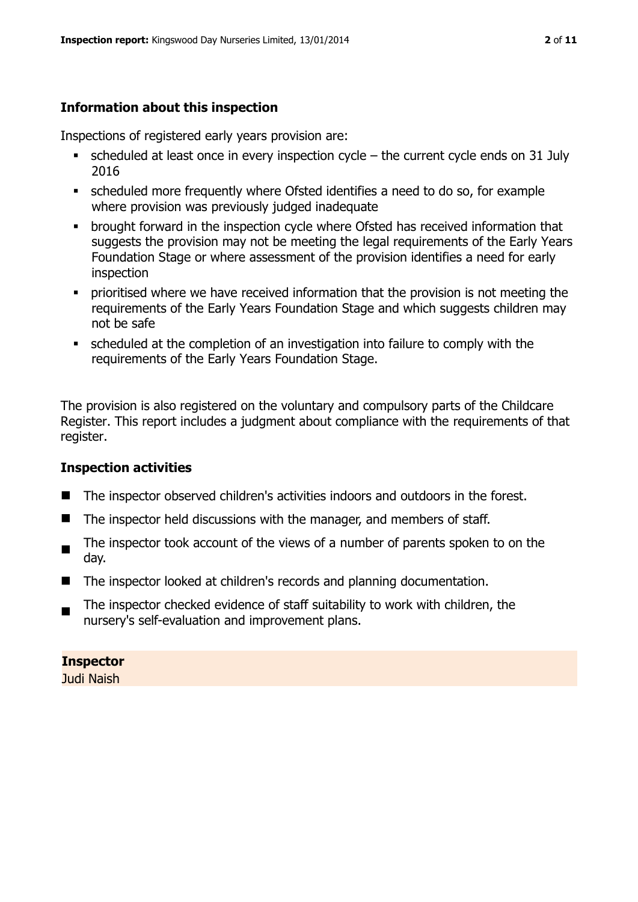### Information about this inspection

Inspections of registered early years provision are:

- scheduled at least once in every inspection cycle – the current cycle ends on 31 July 2016
- scheduled more frequently where Ofsted identifies a need to do so, for example where provision was previously judged inadequate
- brought forward in the inspection cycle where Ofsted has received information that suggests the provision may not be meeting the legal requirements of the Early Years Foundation Stage or where assessment of the provision identifies a need for early inspection
- prioritised where we have received information that the provision is not meeting the requirements of the Early Years Foundation Stage and which suggests children may not be safe
- scheduled at the completion of an investigation into failure to comply with the requirements of the Early Years Foundation Stage.

The provision is also registered on the voluntary and compulsory parts of the Childcare Register. This report includes a judgment about compliance with the requirements of that register.

### Inspection activities

- The inspector observed children's activities indoors and outdoors in the forest.
- The inspector held discussions with the manager, and members of staff.
- The inspector took account of the views of a number of parents spoken to on the day.
- The inspector looked at children's records and planning documentation.
- The inspector checked evidence of staff suitability to work with children, the nursery's self-evaluation and improvement plans.

**Inspector**
Judi Naish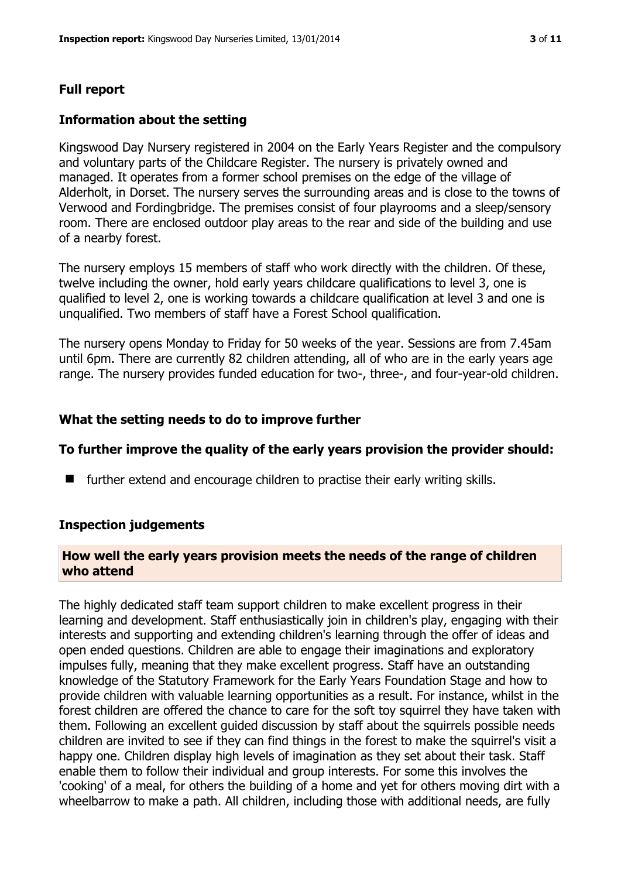## Full report

### Information about the setting

Kingswood Day Nursery registered in 2004 on the Early Years Register and the compulsory and voluntary parts of the Childcare Register. The nursery is privately owned and managed. It operates from a former school premises on the edge of the village of Alderholt, in Dorset. The nursery serves the surrounding areas and is close to the towns of Verwood and Fordingbridge. The premises consist of four playrooms and a sleep/sensory room. There are enclosed outdoor play areas to the rear and side of the building and use of a nearby forest.

The nursery employs 15 members of staff who work directly with the children. Of these, twelve including the owner, hold early years childcare qualifications to level 3, one is qualified to level 2, one is working towards a childcare qualification at level 3 and one is unqualified. Two members of staff have a Forest School qualification.

The nursery opens Monday to Friday for 50 weeks of the year. Sessions are from 7.45am until 6pm. There are currently 82 children attending, all of who are in the early years age range. The nursery provides funded education for two-, three-, and four-year-old children.

### What the setting needs to do to improve further

**To further improve the quality of the early years provision the provider should:**

- further extend and encourage children to practise their early writing skills.

### Inspection judgements

**How well the early years provision meets the needs of the range of children who attend**

The highly dedicated staff team support children to make excellent progress in their learning and development. Staff enthusiastically join in children's play, engaging with their interests and supporting and extending children's learning through the offer of ideas and open ended questions. Children are able to engage their imaginations and exploratory impulses fully, meaning that they make excellent progress. Staff have an outstanding knowledge of the Statutory Framework for the Early Years Foundation Stage and how to provide children with valuable learning opportunities as a result. For instance, whilst in the forest children are offered the chance to care for the soft toy squirrel they have taken with them. Following an excellent guided discussion by staff about the squirrels possible needs children are invited to see if they can find things in the forest to make the squirrel's visit a happy one. Children display high levels of imagination as they set about their task. Staff enable them to follow their individual and group interests. For some this involves the 'cooking' of a meal, for others the building of a home and yet for others moving dirt with a wheelbarrow to make a path. All children, including those with additional needs, are fully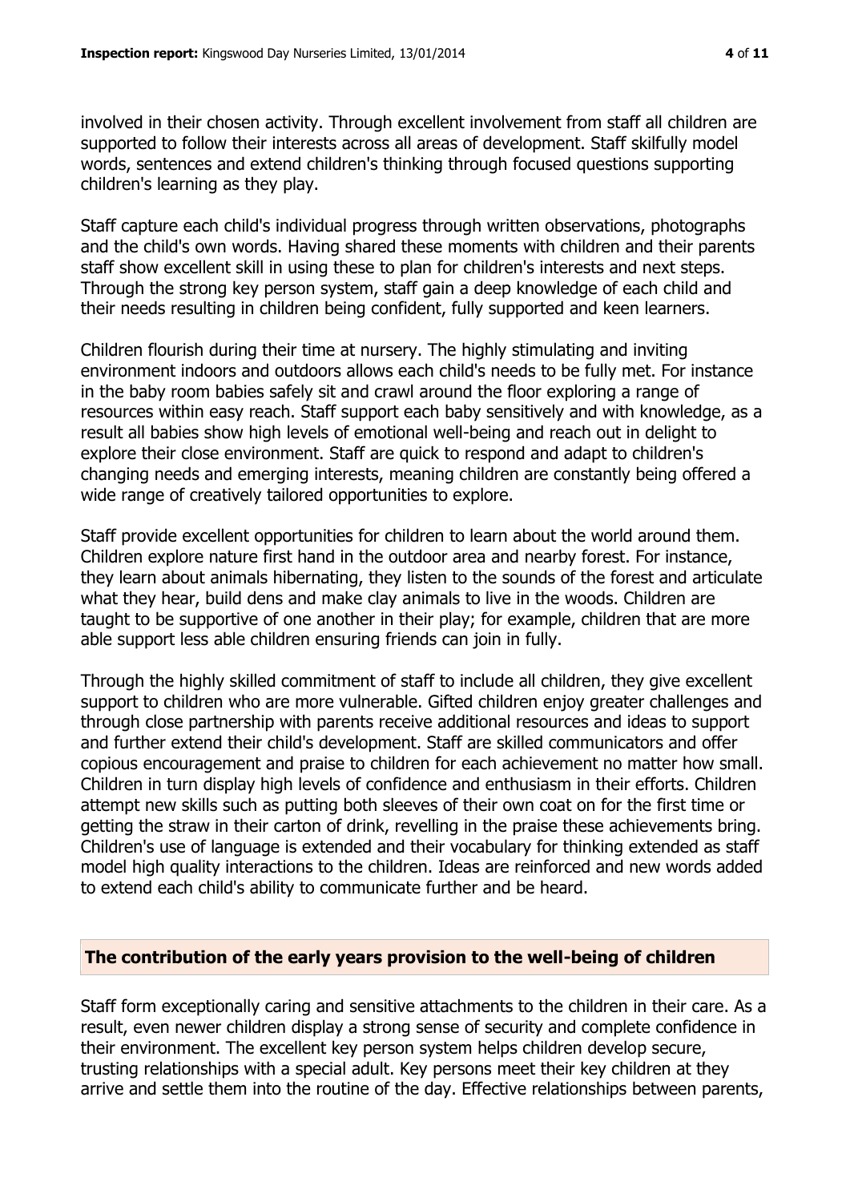involved in their chosen activity. Through excellent involvement from staff all children are supported to follow their interests across all areas of development. Staff skilfully model words, sentences and extend children's thinking through focused questions supporting children's learning as they play.

Staff capture each child's individual progress through written observations, photographs and the child's own words. Having shared these moments with children and their parents staff show excellent skill in using these to plan for children's interests and next steps. Through the strong key person system, staff gain a deep knowledge of each child and their needs resulting in children being confident, fully supported and keen learners.

Children flourish during their time at nursery. The highly stimulating and inviting environment indoors and outdoors allows each child's needs to be fully met. For instance in the baby room babies safely sit and crawl around the floor exploring a range of resources within easy reach. Staff support each baby sensitively and with knowledge, as a result all babies show high levels of emotional well-being and reach out in delight to explore their close environment. Staff are quick to respond and adapt to children's changing needs and emerging interests, meaning children are constantly being offered a wide range of creatively tailored opportunities to explore.

Staff provide excellent opportunities for children to learn about the world around them. Children explore nature first hand in the outdoor area and nearby forest. For instance, they learn about animals hibernating, they listen to the sounds of the forest and articulate what they hear, build dens and make clay animals to live in the woods. Children are taught to be supportive of one another in their play; for example, children that are more able support less able children ensuring friends can join in fully.

Through the highly skilled commitment of staff to include all children, they give excellent support to children who are more vulnerable. Gifted children enjoy greater challenges and through close partnership with parents receive additional resources and ideas to support and further extend their child's development. Staff are skilled communicators and offer copious encouragement and praise to children for each achievement no matter how small. Children in turn display high levels of confidence and enthusiasm in their efforts. Children attempt new skills such as putting both sleeves of their own coat on for the first time or getting the straw in their carton of drink, revelling in the praise these achievements bring. Children's use of language is extended and their vocabulary for thinking extended as staff model high quality interactions to the children. Ideas are reinforced and new words added to extend each child's ability to communicate further and be heard.

## The contribution of the early years provision to the well-being of children

Staff form exceptionally caring and sensitive attachments to the children in their care. As a result, even newer children display a strong sense of security and complete confidence in their environment. The excellent key person system helps children develop secure, trusting relationships with a special adult. Key persons meet their key children at they arrive and settle them into the routine of the day. Effective relationships between parents,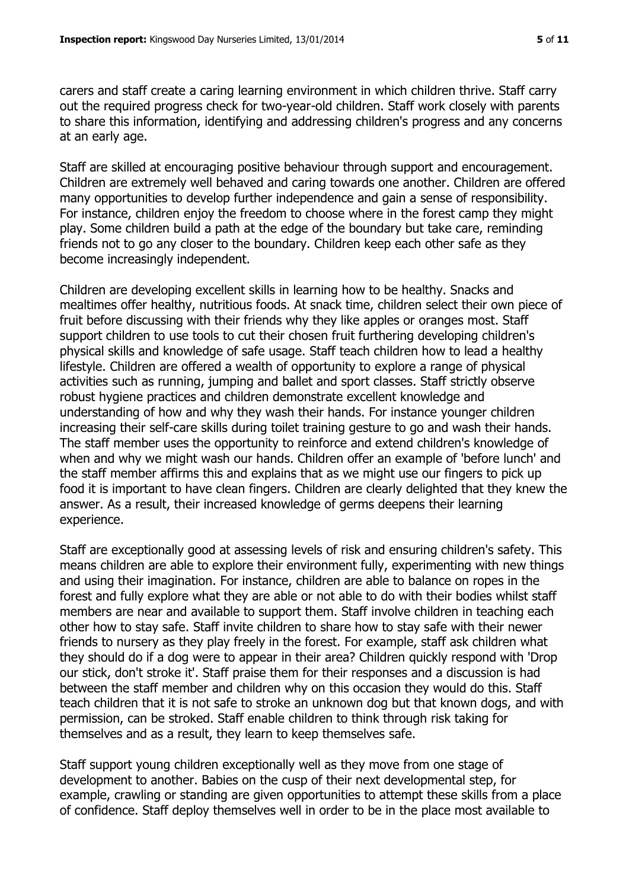carers and staff create a caring learning environment in which children thrive. Staff carry out the required progress check for two-year-old children. Staff work closely with parents to share this information, identifying and addressing children's progress and any concerns at an early age.

Staff are skilled at encouraging positive behaviour through support and encouragement. Children are extremely well behaved and caring towards one another. Children are offered many opportunities to develop further independence and gain a sense of responsibility. For instance, children enjoy the freedom to choose where in the forest camp they might play. Some children build a path at the edge of the boundary but take care, reminding friends not to go any closer to the boundary. Children keep each other safe as they become increasingly independent.

Children are developing excellent skills in learning how to be healthy. Snacks and mealtimes offer healthy, nutritious foods. At snack time, children select their own piece of fruit before discussing with their friends why they like apples or oranges most. Staff support children to use tools to cut their chosen fruit furthering developing children's physical skills and knowledge of safe usage. Staff teach children how to lead a healthy lifestyle. Children are offered a wealth of opportunity to explore a range of physical activities such as running, jumping and ballet and sport classes. Staff strictly observe robust hygiene practices and children demonstrate excellent knowledge and understanding of how and why they wash their hands. For instance younger children increasing their self-care skills during toilet training gesture to go and wash their hands. The staff member uses the opportunity to reinforce and extend children's knowledge of when and why we might wash our hands. Children offer an example of 'before lunch' and the staff member affirms this and explains that as we might use our fingers to pick up food it is important to have clean fingers. Children are clearly delighted that they knew the answer. As a result, their increased knowledge of germs deepens their learning experience.

Staff are exceptionally good at assessing levels of risk and ensuring children's safety. This means children are able to explore their environment fully, experimenting with new things and using their imagination. For instance, children are able to balance on ropes in the forest and fully explore what they are able or not able to do with their bodies whilst staff members are near and available to support them. Staff involve children in teaching each other how to stay safe. Staff invite children to share how to stay safe with their newer friends to nursery as they play freely in the forest. For example, staff ask children what they should do if a dog were to appear in their area? Children quickly respond with 'Drop our stick, don't stroke it'. Staff praise them for their responses and a discussion is had between the staff member and children why on this occasion they would do this. Staff teach children that it is not safe to stroke an unknown dog but that known dogs, and with permission, can be stroked. Staff enable children to think through risk taking for themselves and as a result, they learn to keep themselves safe.

Staff support young children exceptionally well as they move from one stage of development to another. Babies on the cusp of their next developmental step, for example, crawling or standing are given opportunities to attempt these skills from a place of confidence. Staff deploy themselves well in order to be in the place most available to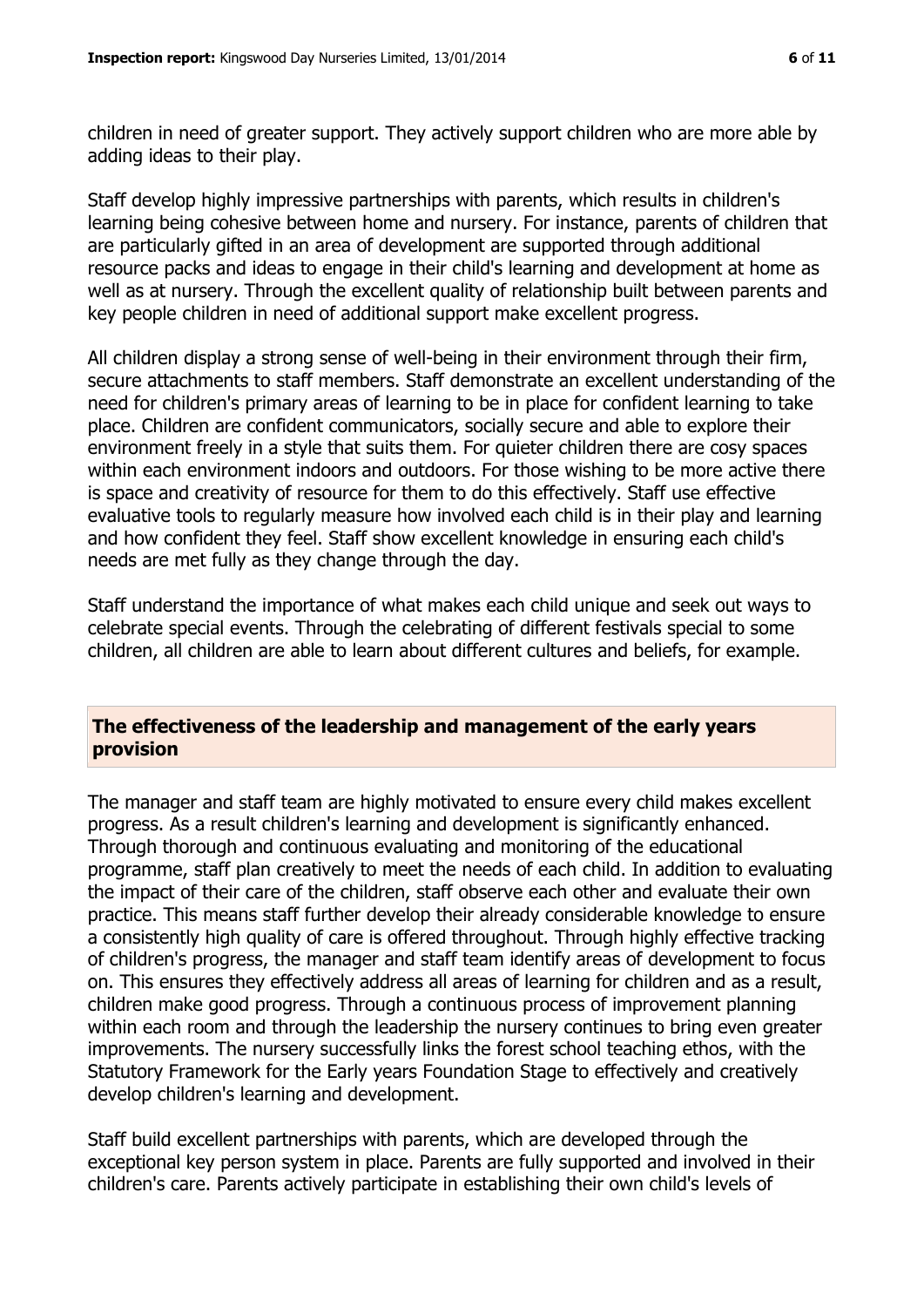children in need of greater support. They actively support children who are more able by adding ideas to their play.

Staff develop highly impressive partnerships with parents, which results in children's learning being cohesive between home and nursery. For instance, parents of children that are particularly gifted in an area of development are supported through additional resource packs and ideas to engage in their child's learning and development at home as well as at nursery. Through the excellent quality of relationship built between parents and key people children in need of additional support make excellent progress.

All children display a strong sense of well-being in their environment through their firm, secure attachments to staff members. Staff demonstrate an excellent understanding of the need for children's primary areas of learning to be in place for confident learning to take place. Children are confident communicators, socially secure and able to explore their environment freely in a style that suits them. For quieter children there are cosy spaces within each environment indoors and outdoors. For those wishing to be more active there is space and creativity of resource for them to do this effectively. Staff use effective evaluative tools to regularly measure how involved each child is in their play and learning and how confident they feel. Staff show excellent knowledge in ensuring each child's needs are met fully as they change through the day.

Staff understand the importance of what makes each child unique and seek out ways to celebrate special events. Through the celebrating of different festivals special to some children, all children are able to learn about different cultures and beliefs, for example.

## The effectiveness of the leadership and management of the early years provision

The manager and staff team are highly motivated to ensure every child makes excellent progress. As a result children's learning and development is significantly enhanced. Through thorough and continuous evaluating and monitoring of the educational programme, staff plan creatively to meet the needs of each child. In addition to evaluating the impact of their care of the children, staff observe each other and evaluate their own practice. This means staff further develop their already considerable knowledge to ensure a consistently high quality of care is offered throughout. Through highly effective tracking of children's progress, the manager and staff team identify areas of development to focus on. This ensures they effectively address all areas of learning for children and as a result, children make good progress. Through a continuous process of improvement planning within each room and through the leadership the nursery continues to bring even greater improvements. The nursery successfully links the forest school teaching ethos, with the Statutory Framework for the Early years Foundation Stage to effectively and creatively develop children's learning and development.

Staff build excellent partnerships with parents, which are developed through the exceptional key person system in place. Parents are fully supported and involved in their children's care. Parents actively participate in establishing their own child's levels of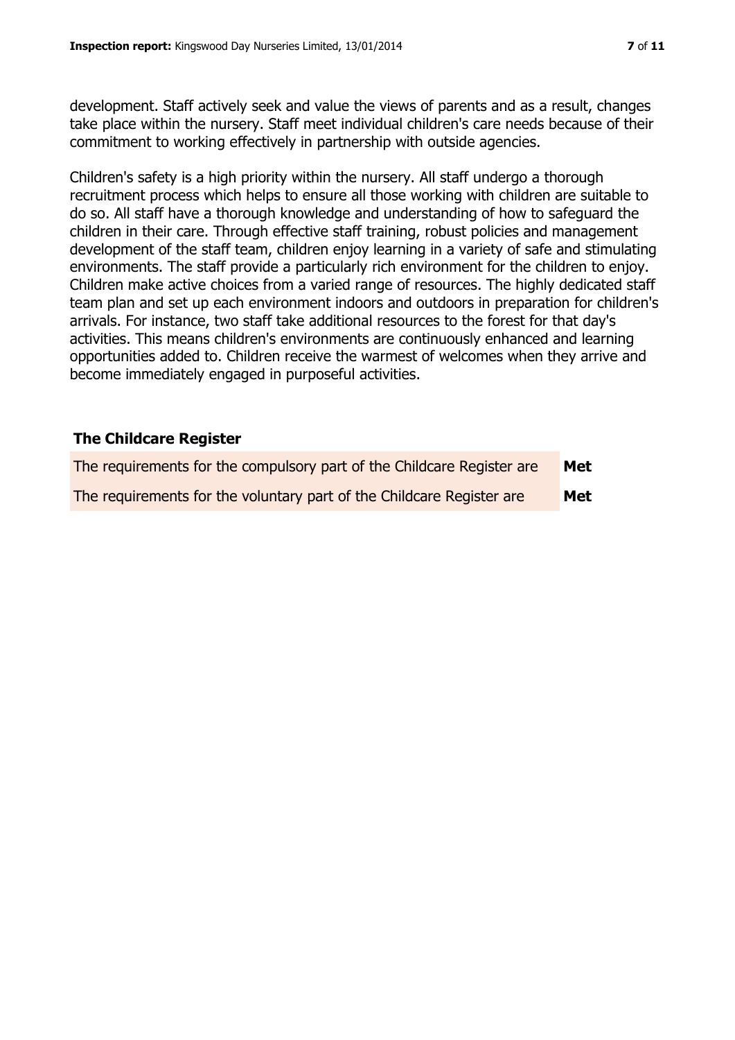development. Staff actively seek and value the views of parents and as a result, changes take place within the nursery. Staff meet individual children's care needs because of their commitment to working effectively in partnership with outside agencies.

Children's safety is a high priority within the nursery. All staff undergo a thorough recruitment process which helps to ensure all those working with children are suitable to do so. All staff have a thorough knowledge and understanding of how to safeguard the children in their care. Through effective staff training, robust policies and management development of the staff team, children enjoy learning in a variety of safe and stimulating environments. The staff provide a particularly rich environment for the children to enjoy. Children make active choices from a varied range of resources. The highly dedicated staff team plan and set up each environment indoors and outdoors in preparation for children's arrivals. For instance, two staff take additional resources to the forest for that day's activities. This means children's environments are continuously enhanced and learning opportunities added to. Children receive the warmest of welcomes when they arrive and become immediately engaged in purposeful activities.

## The Childcare Register

| | |
|---|---|
| The requirements for the compulsory part of the Childcare Register are | **Met** |
| The requirements for the voluntary part of the Childcare Register are | **Met** |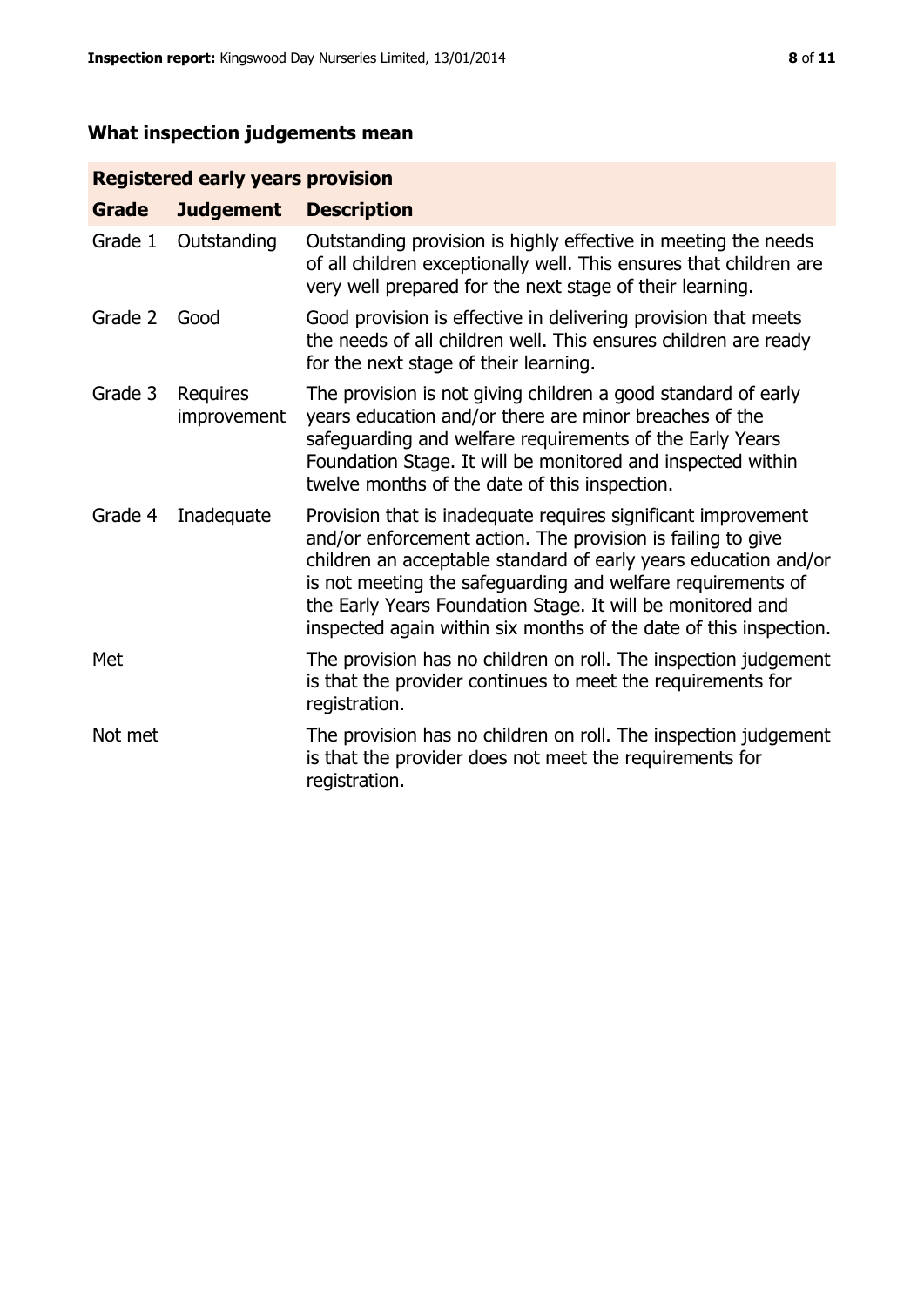## What inspection judgements mean

| Registered early years provision | | |
|---|---|---|
| **Grade** | **Judgement** | **Description** |
| Grade 1 | Outstanding | Outstanding provision is highly effective in meeting the needs of all children exceptionally well. This ensures that children are very well prepared for the next stage of their learning. |
| Grade 2 | Good | Good provision is effective in delivering provision that meets the needs of all children well. This ensures children are ready for the next stage of their learning. |
| Grade 3 | Requires improvement | The provision is not giving children a good standard of early years education and/or there are minor breaches of the safeguarding and welfare requirements of the Early Years Foundation Stage. It will be monitored and inspected within twelve months of the date of this inspection. |
| Grade 4 | Inadequate | Provision that is inadequate requires significant improvement and/or enforcement action. The provision is failing to give children an acceptable standard of early years education and/or is not meeting the safeguarding and welfare requirements of the Early Years Foundation Stage. It will be monitored and inspected again within six months of the date of this inspection. |
| Met | | The provision has no children on roll. The inspection judgement is that the provider continues to meet the requirements for registration. |
| Not met | | The provision has no children on roll. The inspection judgement is that the provider does not meet the requirements for registration. |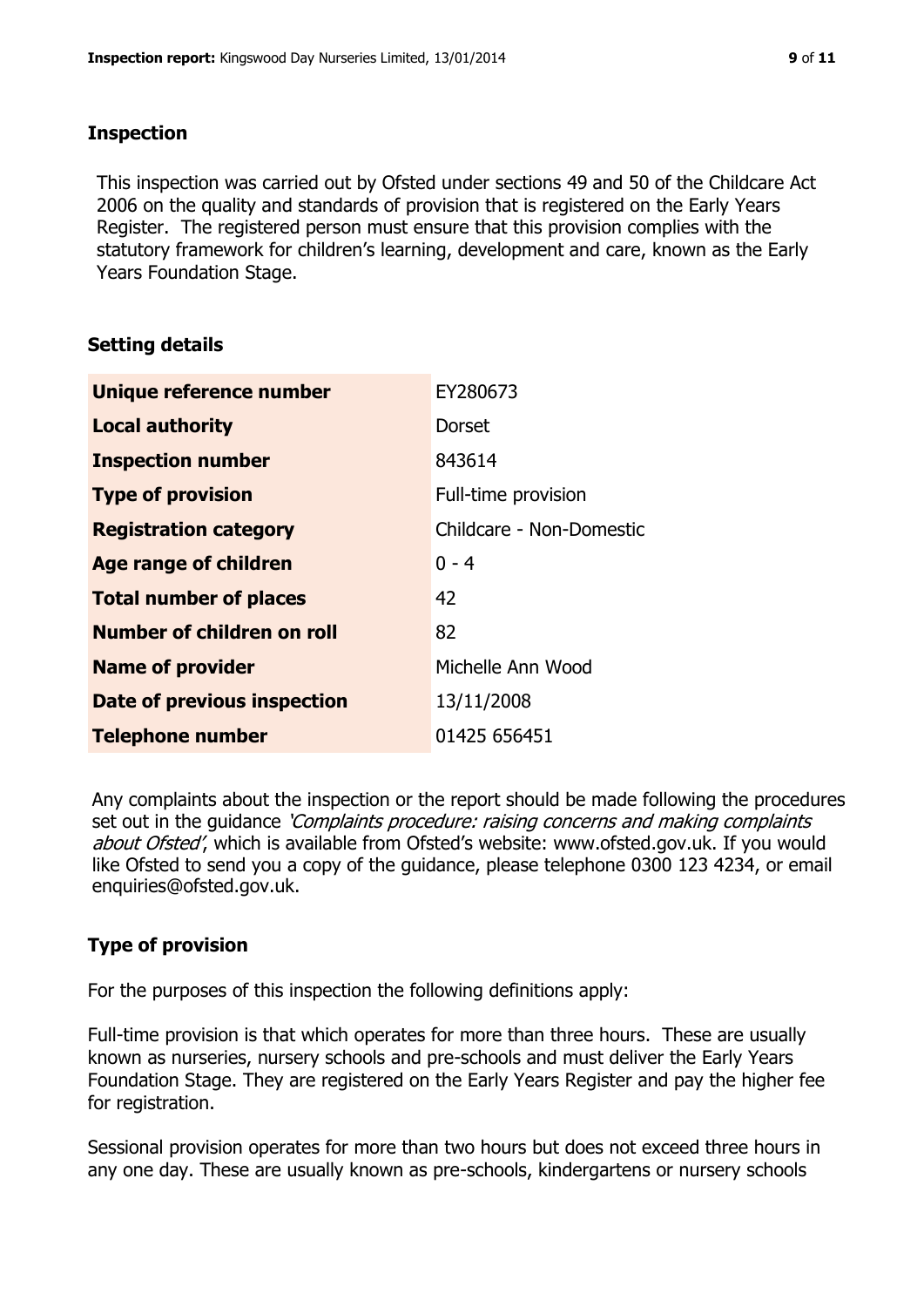## Inspection

This inspection was carried out by Ofsted under sections 49 and 50 of the Childcare Act 2006 on the quality and standards of provision that is registered on the Early Years Register. The registered person must ensure that this provision complies with the statutory framework for children's learning, development and care, known as the Early Years Foundation Stage.

## Setting details

| | |
|---|---|
| **Unique reference number** | EY280673 |
| **Local authority** | Dorset |
| **Inspection number** | 843614 |
| **Type of provision** | Full-time provision |
| **Registration category** | Childcare - Non-Domestic |
| **Age range of children** | 0 - 4 |
| **Total number of places** | 42 |
| **Number of children on roll** | 82 |
| **Name of provider** | Michelle Ann Wood |
| **Date of previous inspection** | 13/11/2008 |
| **Telephone number** | 01425 656451 |

Any complaints about the inspection or the report should be made following the procedures set out in the guidance *'Complaints procedure: raising concerns and making complaints about Ofsted'*, which is available from Ofsted's website: www.ofsted.gov.uk. If you would like Ofsted to send you a copy of the guidance, please telephone 0300 123 4234, or email enquiries@ofsted.gov.uk.

## Type of provision

For the purposes of this inspection the following definitions apply:

Full-time provision is that which operates for more than three hours. These are usually known as nurseries, nursery schools and pre-schools and must deliver the Early Years Foundation Stage. They are registered on the Early Years Register and pay the higher fee for registration.

Sessional provision operates for more than two hours but does not exceed three hours in any one day. These are usually known as pre-schools, kindergartens or nursery schools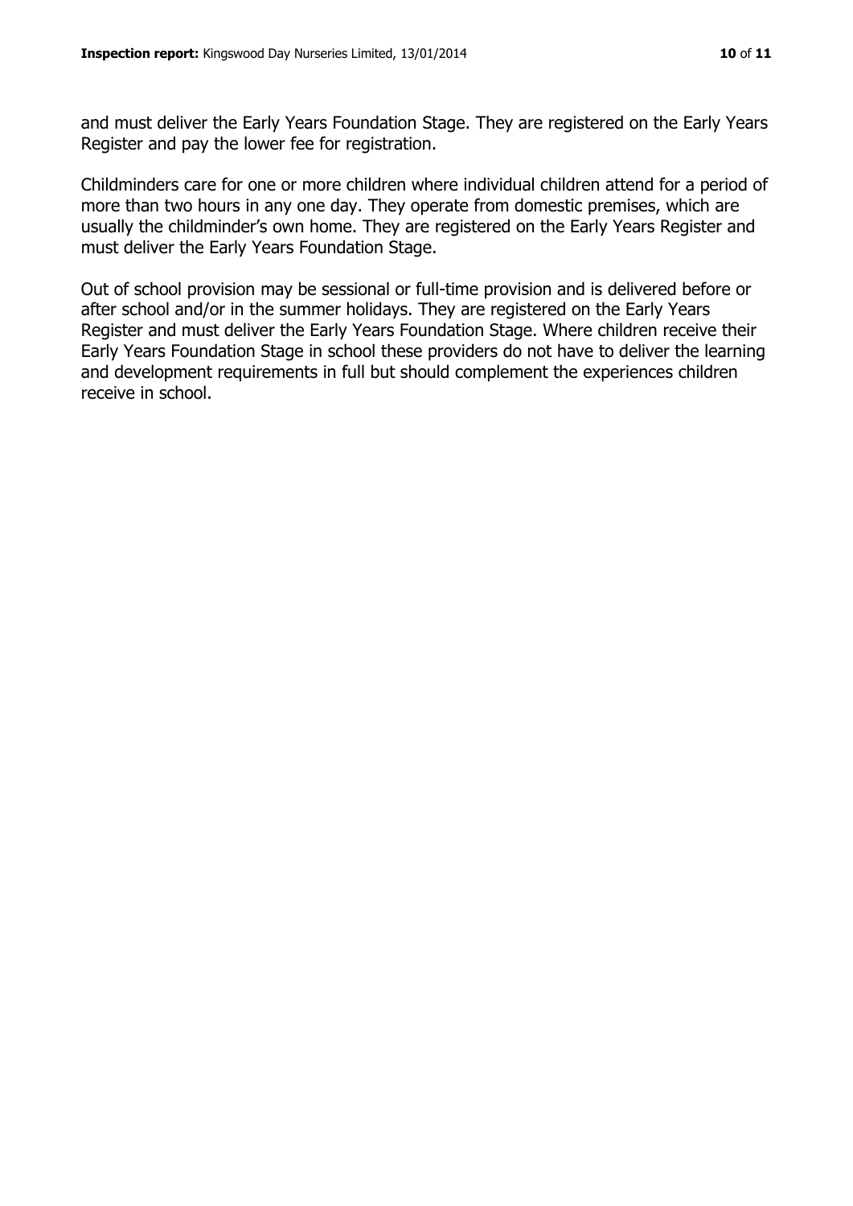and must deliver the Early Years Foundation Stage. They are registered on the Early Years Register and pay the lower fee for registration.

Childminders care for one or more children where individual children attend for a period of more than two hours in any one day. They operate from domestic premises, which are usually the childminder's own home. They are registered on the Early Years Register and must deliver the Early Years Foundation Stage.

Out of school provision may be sessional or full-time provision and is delivered before or after school and/or in the summer holidays. They are registered on the Early Years Register and must deliver the Early Years Foundation Stage. Where children receive their Early Years Foundation Stage in school these providers do not have to deliver the learning and development requirements in full but should complement the experiences children receive in school.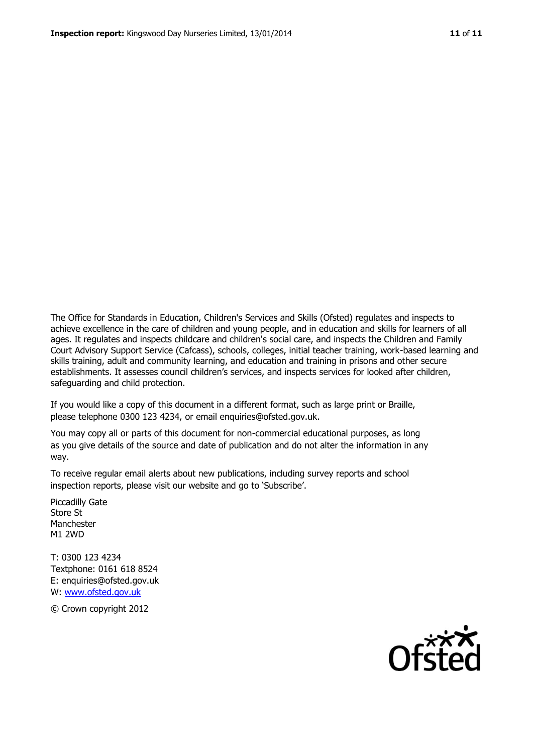The Office for Standards in Education, Children's Services and Skills (Ofsted) regulates and inspects to achieve excellence in the care of children and young people, and in education and skills for learners of all ages. It regulates and inspects childcare and children's social care, and inspects the Children and Family Court Advisory Support Service (Cafcass), schools, colleges, initial teacher training, work-based learning and skills training, adult and community learning, and education and training in prisons and other secure establishments. It assesses council children's services, and inspects services for looked after children, safeguarding and child protection.

If you would like a copy of this document in a different format, such as large print or Braille, please telephone 0300 123 4234, or email enquiries@ofsted.gov.uk.

You may copy all or parts of this document for non-commercial educational purposes, as long as you give details of the source and date of publication and do not alter the information in any way.

To receive regular email alerts about new publications, including survey reports and school inspection reports, please visit our website and go to 'Subscribe'.

Piccadilly Gate
Store St
Manchester
M1 2WD

T: 0300 123 4234
Textphone: 0161 618 8524
E: enquiries@ofsted.gov.uk
W: [www.ofsted.gov.uk](http://www.ofsted.gov.uk)

© Crown copyright 2012

Ofsted